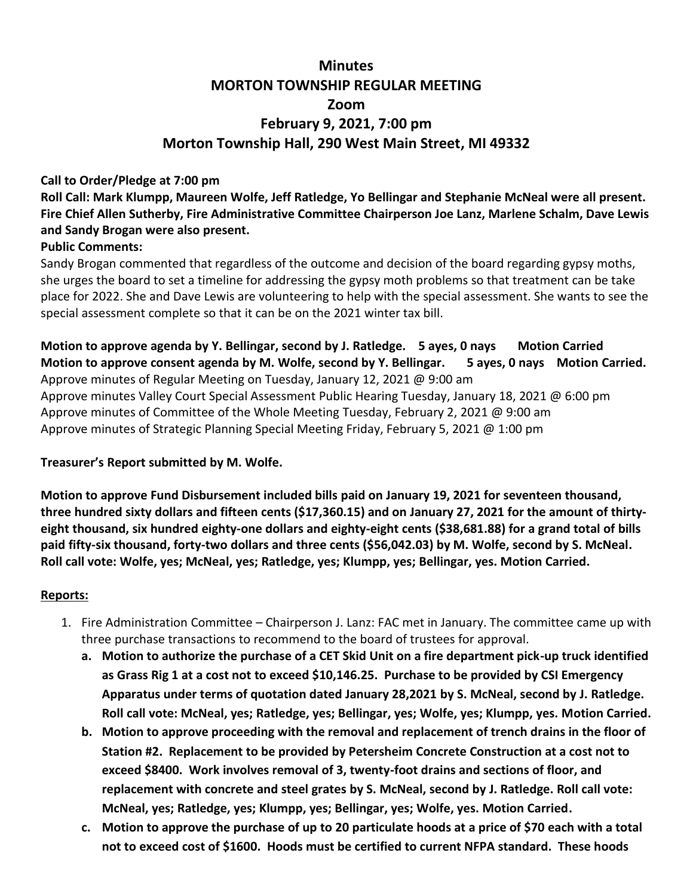# Minutes
# MORTON TOWNSHIP REGULAR MEETING
# Zoom
# February 9, 2021, 7:00 pm
# Morton Township Hall, 290 West Main Street, MI 49332

**Call to Order/Pledge at 7:00 pm**

**Roll Call: Mark Klumpp, Maureen Wolfe, Jeff Ratledge, Yo Bellingar and Stephanie McNeal were all present. Fire Chief Allen Sutherby, Fire Administrative Committee Chairperson Joe Lanz, Marlene Schalm, Dave Lewis and Sandy Brogan were also present.**

**Public Comments:**

Sandy Brogan commented that regardless of the outcome and decision of the board regarding gypsy moths, she urges the board to set a timeline for addressing the gypsy moth problems so that treatment can be take place for 2022. She and Dave Lewis are volunteering to help with the special assessment. She wants to see the special assessment complete so that it can be on the 2021 winter tax bill.

**Motion to approve agenda by Y. Bellingar, second by J. Ratledge. 5 ayes, 0 nays Motion Carried**

**Motion to approve consent agenda by M. Wolfe, second by Y. Bellingar. 5 ayes, 0 nays Motion Carried.**

Approve minutes of Regular Meeting on Tuesday, January 12, 2021 @ 9:00 am

Approve minutes Valley Court Special Assessment Public Hearing Tuesday, January 18, 2021 @ 6:00 pm

Approve minutes of Committee of the Whole Meeting Tuesday, February 2, 2021 @ 9:00 am

Approve minutes of Strategic Planning Special Meeting Friday, February 5, 2021 @ 1:00 pm

**Treasurer's Report submitted by M. Wolfe.**

**Motion to approve Fund Disbursement included bills paid on January 19, 2021 for seventeen thousand, three hundred sixty dollars and fifteen cents ($17,360.15) and on January 27, 2021 for the amount of thirty-eight thousand, six hundred eighty-one dollars and eighty-eight cents ($38,681.88) for a grand total of bills paid fifty-six thousand, forty-two dollars and three cents ($56,042.03) by M. Wolfe, second by S. McNeal. Roll call vote: Wolfe, yes; McNeal, yes; Ratledge, yes; Klumpp, yes; Bellingar, yes. Motion Carried.**

## Reports:

1. Fire Administration Committee – Chairperson J. Lanz: FAC met in January. The committee came up with three purchase transactions to recommend to the board of trustees for approval.
   a. **Motion to authorize the purchase of a CET Skid Unit on a fire department pick-up truck identified as Grass Rig 1 at a cost not to exceed $10,146.25. Purchase to be provided by CSI Emergency Apparatus under terms of quotation dated January 28,2021 by S. McNeal, second by J. Ratledge. Roll call vote: McNeal, yes; Ratledge, yes; Bellingar, yes; Wolfe, yes; Klumpp, yes. Motion Carried.**
   b. **Motion to approve proceeding with the removal and replacement of trench drains in the floor of Station #2. Replacement to be provided by Petersheim Concrete Construction at a cost not to exceed $8400. Work involves removal of 3, twenty-foot drains and sections of floor, and replacement with concrete and steel grates by S. McNeal, second by J. Ratledge. Roll call vote: McNeal, yes; Ratledge, yes; Klumpp, yes; Bellingar, yes; Wolfe, yes. Motion Carried.**
   c. **Motion to approve the purchase of up to 20 particulate hoods at a price of $70 each with a total not to exceed cost of $1600. Hoods must be certified to current NFPA standard. These hoods**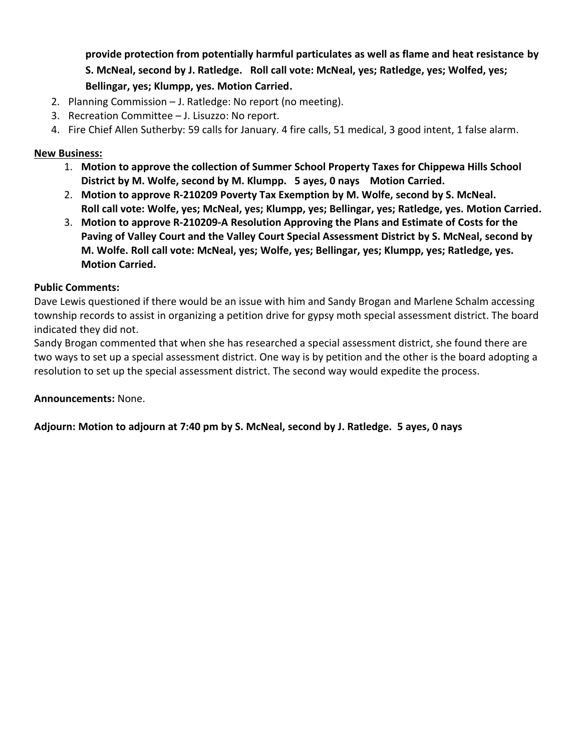**provide protection from potentially harmful particulates as well as flame and heat resistance by S. McNeal, second by J. Ratledge. Roll call vote: McNeal, yes; Ratledge, yes; Wolfed, yes; Bellingar, yes; Klumpp, yes. Motion Carried.**

2. Planning Commission – J. Ratledge: No report (no meeting).
3. Recreation Committee – J. Lisuzzo: No report.
4. Fire Chief Allen Sutherby: 59 calls for January. 4 fire calls, 51 medical, 3 good intent, 1 false alarm.

**New Business:**

1. **Motion to approve the collection of Summer School Property Taxes for Chippewa Hills School District by M. Wolfe, second by M. Klumpp. 5 ayes, 0 nays Motion Carried.**
2. **Motion to approve R-210209 Poverty Tax Exemption by M. Wolfe, second by S. McNeal. Roll call vote: Wolfe, yes; McNeal, yes; Klumpp, yes; Bellingar, yes; Ratledge, yes. Motion Carried.**
3. **Motion to approve R-210209-A Resolution Approving the Plans and Estimate of Costs for the Paving of Valley Court and the Valley Court Special Assessment District by S. McNeal, second by M. Wolfe. Roll call vote: McNeal, yes; Wolfe, yes; Bellingar, yes; Klumpp, yes; Ratledge, yes. Motion Carried.**

**Public Comments:**

Dave Lewis questioned if there would be an issue with him and Sandy Brogan and Marlene Schalm accessing township records to assist in organizing a petition drive for gypsy moth special assessment district. The board indicated they did not.

Sandy Brogan commented that when she has researched a special assessment district, she found there are two ways to set up a special assessment district. One way is by petition and the other is the board adopting a resolution to set up the special assessment district. The second way would expedite the process.

**Announcements:** None.

**Adjourn: Motion to adjourn at 7:40 pm by S. McNeal, second by J. Ratledge. 5 ayes, 0 nays**